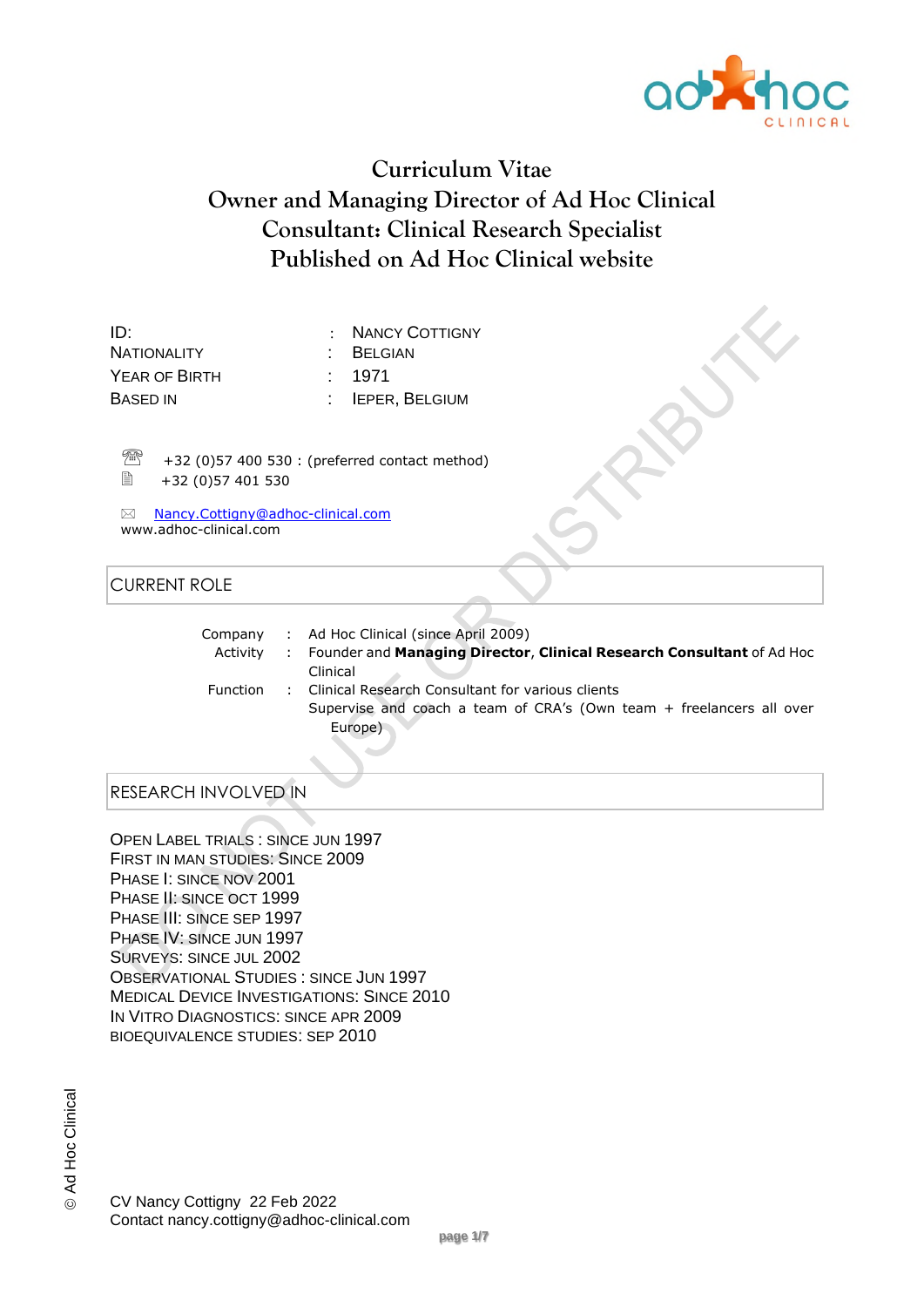# Curriculum Vitae
# Owner and Managing Director of Ad Hoc Clinical
# Consultant: Clinical Research Specialist
# Published on Ad Hoc Clinical website

| | | |
|---|---|---|
| ID: | : | Nancy Cottigny |
| Nationality | : | Belgian |
| Year of Birth | : | 1971 |
| Based in | : | Ieper, Belgium |

☏ +32 (0)57 400 530 : (preferred contact method)

+32 (0)57 401 530

✉ Nancy.Cottigny@adhoc-clinical.com

www.adhoc-clinical.com

## CURRENT ROLE

| | | |
|---|---|---|
| Company | : | Ad Hoc Clinical (since April 2009) |
| Activity | : | Founder and **Managing Director**, **Clinical Research Consultant** of Ad Hoc Clinical |
| Function | : | Clinical Research Consultant for various clients<br>Supervise and coach a team of CRA's (Own team + freelancers all over Europe) |

## RESEARCH INVOLVED IN

Open Label Trials : since Jun 1997
First in Man Studies: Since 2009
Phase I: since Nov 2001
Phase II: since Oct 1999
Phase III: since Sep 1997
Phase IV: since Jun 1997
Surveys: since Jul 2002
Observational Studies : since Jun 1997
Medical Device Investigations: Since 2010
In Vitro Diagnostics: since Apr 2009
Bioequivalence Studies: Sep 2010

CV Nancy Cottigny 22 Feb 2022
Contact nancy.cottigny@adhoc-clinical.com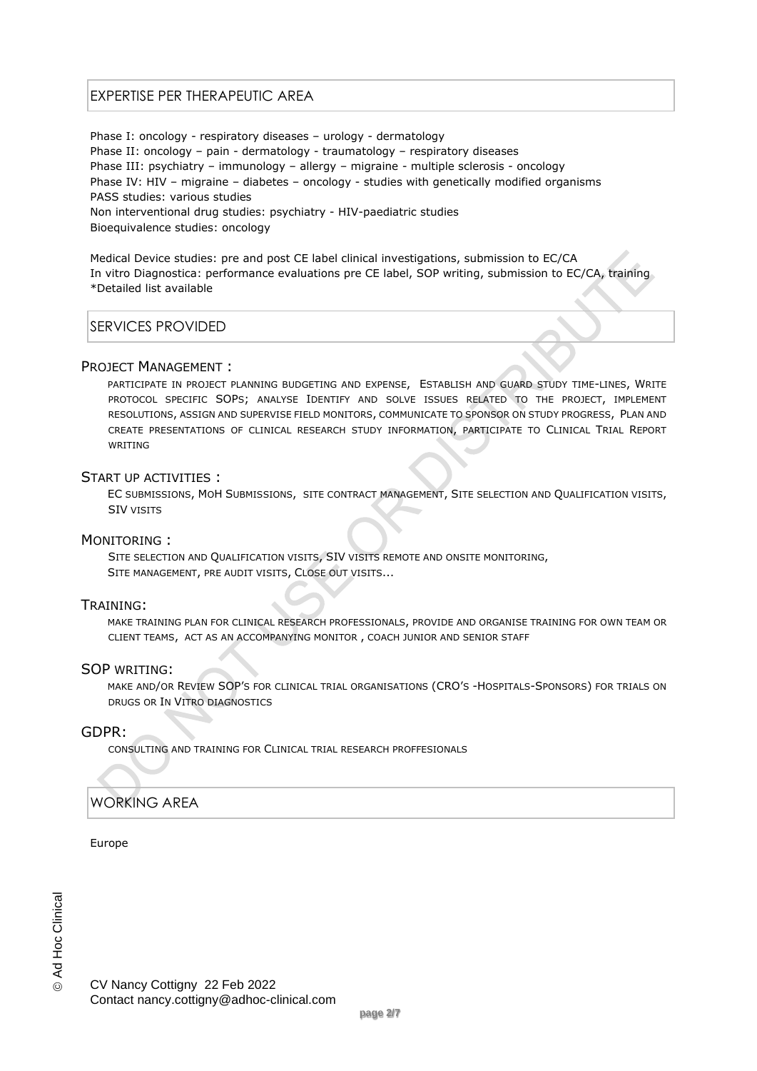## EXPERTISE PER THERAPEUTIC AREA

Phase I: oncology - respiratory diseases – urology - dermatology
Phase II: oncology – pain - dermatology - traumatology – respiratory diseases
Phase III: psychiatry – immunology – allergy – migraine - multiple sclerosis - oncology
Phase IV: HIV – migraine – diabetes – oncology - studies with genetically modified organisms
PASS studies: various studies
Non interventional drug studies: psychiatry - HIV-paediatric studies
Bioequivalence studies: oncology

Medical Device studies: pre and post CE label clinical investigations, submission to EC/CA
In vitro Diagnostica: performance evaluations pre CE label, SOP writing, submission to EC/CA, training
*Detailed list available

## SERVICES PROVIDED

### PROJECT MANAGEMENT :

PARTICIPATE IN PROJECT PLANNING BUDGETING AND EXPENSE, ESTABLISH AND GUARD STUDY TIME-LINES, WRITE PROTOCOL SPECIFIC SOPS; ANALYSE IDENTIFY AND SOLVE ISSUES RELATED TO THE PROJECT, IMPLEMENT RESOLUTIONS, ASSIGN AND SUPERVISE FIELD MONITORS, COMMUNICATE TO SPONSOR ON STUDY PROGRESS, PLAN AND CREATE PRESENTATIONS OF CLINICAL RESEARCH STUDY INFORMATION, PARTICIPATE TO CLINICAL TRIAL REPORT WRITING

### START UP ACTIVITIES :

EC SUBMISSIONS, MOH SUBMISSIONS, SITE CONTRACT MANAGEMENT, SITE SELECTION AND QUALIFICATION VISITS, SIV VISITS

### MONITORING :

SITE SELECTION AND QUALIFICATION VISITS, SIV VISITS REMOTE AND ONSITE MONITORING,
SITE MANAGEMENT, PRE AUDIT VISITS, CLOSE OUT VISITS...

### TRAINING:

MAKE TRAINING PLAN FOR CLINICAL RESEARCH PROFESSIONALS, PROVIDE AND ORGANISE TRAINING FOR OWN TEAM OR CLIENT TEAMS, ACT AS AN ACCOMPANYING MONITOR , COACH JUNIOR AND SENIOR STAFF

### SOP WRITING:

MAKE AND/OR REVIEW SOP'S FOR CLINICAL TRIAL ORGANISATIONS (CRO'S -HOSPITALS-SPONSORS) FOR TRIALS ON DRUGS OR IN VITRO DIAGNOSTICS

### GDPR:

CONSULTING AND TRAINING FOR CLINICAL TRIAL RESEARCH PROFFESIONALS

## WORKING AREA

Europe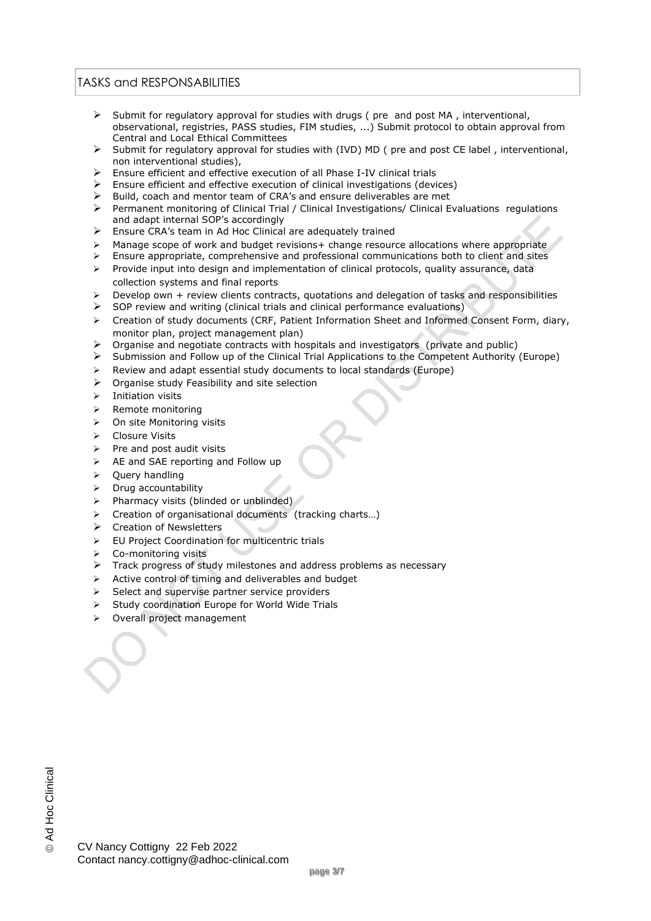## TASKS and RESPONSABILITIES

- Submit for regulatory approval for studies with drugs ( pre and post MA , interventional, observational, registries, PASS studies, FIM studies, ...) Submit protocol to obtain approval from Central and Local Ethical Committees
- Submit for regulatory approval for studies with (IVD) MD ( pre and post CE label , interventional, non interventional studies),
- Ensure efficient and effective execution of all Phase I-IV clinical trials
- Ensure efficient and effective execution of clinical investigations (devices)
- Build, coach and mentor team of CRA's and ensure deliverables are met
- Permanent monitoring of Clinical Trial / Clinical Investigations/ Clinical Evaluations regulations and adapt internal SOP's accordingly
- Ensure CRA's team in Ad Hoc Clinical are adequately trained
- Manage scope of work and budget revisions+ change resource allocations where appropriate
- Ensure appropriate, comprehensive and professional communications both to client and sites
- Provide input into design and implementation of clinical protocols, quality assurance, data collection systems and final reports
- Develop own + review clients contracts, quotations and delegation of tasks and responsibilities
- SOP review and writing (clinical trials and clinical performance evaluations)
- Creation of study documents (CRF, Patient Information Sheet and Informed Consent Form, diary, monitor plan, project management plan)
- Organise and negotiate contracts with hospitals and investigators (private and public)
- Submission and Follow up of the Clinical Trial Applications to the Competent Authority (Europe)
- Review and adapt essential study documents to local standards (Europe)
- Organise study Feasibility and site selection
- Initiation visits
- Remote monitoring
- On site Monitoring visits
- Closure Visits
- Pre and post audit visits
- AE and SAE reporting and Follow up
- Query handling
- Drug accountability
- Pharmacy visits (blinded or unblinded)
- Creation of organisational documents (tracking charts…)
- Creation of Newsletters
- EU Project Coordination for multicentric trials
- Co-monitoring visits
- Track progress of study milestones and address problems as necessary
- Active control of timing and deliverables and budget
- Select and supervise partner service providers
- Study coordination Europe for World Wide Trials
- Overall project management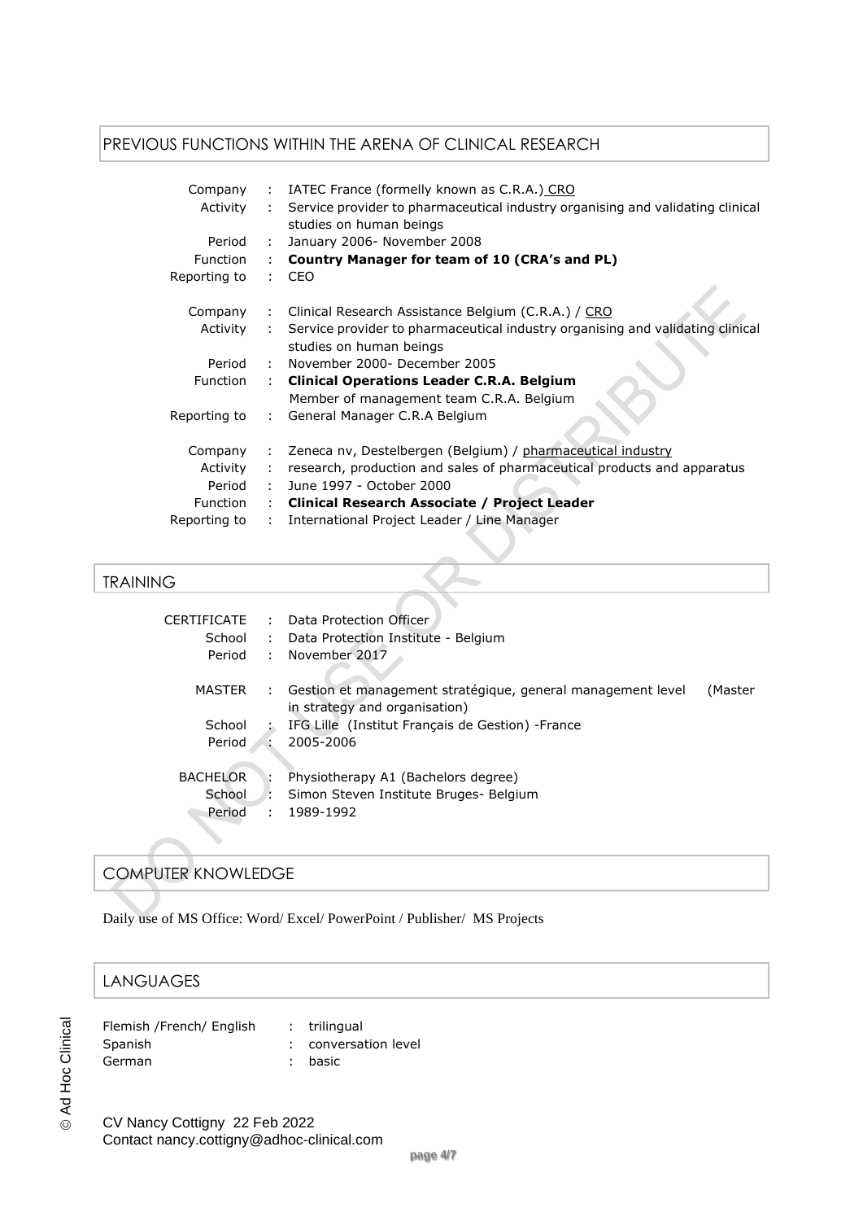## PREVIOUS FUNCTIONS WITHIN THE ARENA OF CLINICAL RESEARCH

| | | |
|---|---|---|
| Company | : | IATEC France (formelly known as C.R.A.) CRO |
| Activity | : | Service provider to pharmaceutical industry organising and validating clinical studies on human beings |
| Period | : | January 2006- November 2008 |
| Function | : | **Country Manager for team of 10 (CRA's and PL)** |
| Reporting to | : | CEO |

| | | |
|---|---|---|
| Company | : | Clinical Research Assistance Belgium (C.R.A.) / CRO |
| Activity | : | Service provider to pharmaceutical industry organising and validating clinical studies on human beings |
| Period | : | November 2000- December 2005 |
| Function | : | **Clinical Operations Leader C.R.A. Belgium** Member of management team C.R.A. Belgium |
| Reporting to | : | General Manager C.R.A Belgium |

| | | |
|---|---|---|
| Company | : | Zeneca nv, Destelbergen (Belgium) / pharmaceutical industry |
| Activity | : | research, production and sales of pharmaceutical products and apparatus |
| Period | : | June 1997 - October 2000 |
| Function | : | **Clinical Research Associate / Project Leader** |
| Reporting to | : | International Project Leader / Line Manager |

## TRAINING

| | | |
|---|---|---|
| CERTIFICATE | : | Data Protection Officer |
| School | : | Data Protection Institute - Belgium |
| Period | : | November 2017 |

| | | |
|---|---|---|
| MASTER | : | Gestion et management stratégique, general management level (Master in strategy and organisation) |
| School | : | IFG Lille (Institut Français de Gestion) -France |
| Period | : | 2005-2006 |

| | | |
|---|---|---|
| BACHELOR | : | Physiotherapy A1 (Bachelors degree) |
| School | : | Simon Steven Institute Bruges- Belgium |
| Period | : | 1989-1992 |

## COMPUTER KNOWLEDGE

Daily use of MS Office: Word/ Excel/ PowerPoint / Publisher/ MS Projects

## LANGUAGES

| | | |
|---|---|---|
| Flemish /French/ English | : | trilingual |
| Spanish | : | conversation level |
| German | : | basic |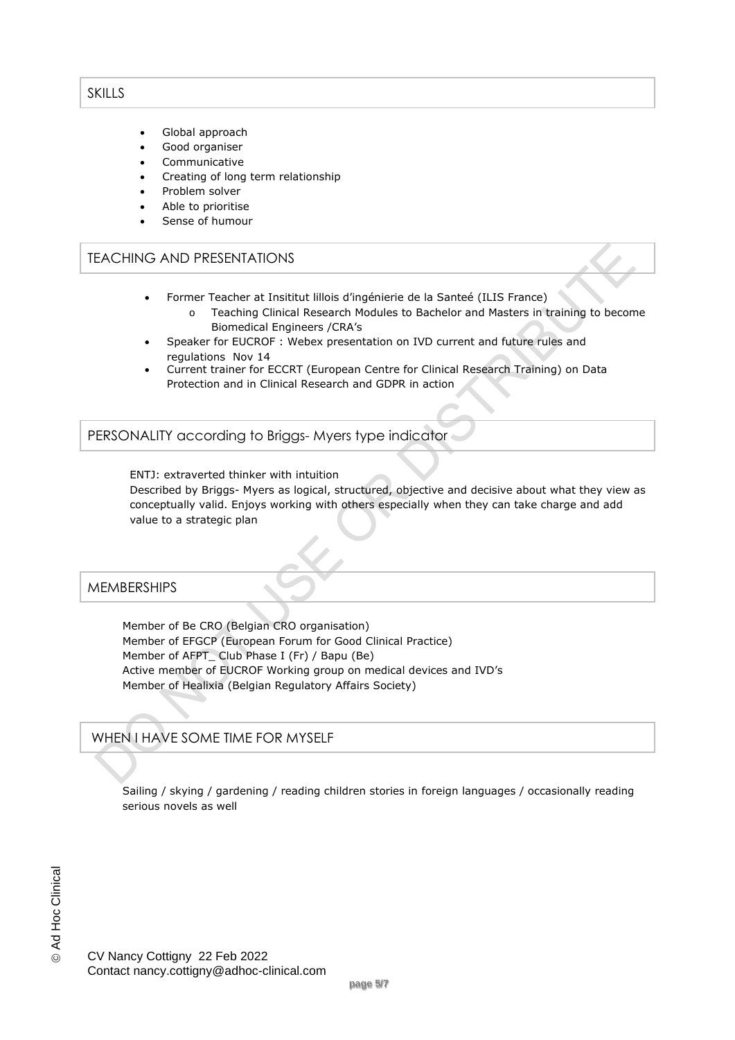## SKILLS

- Global approach
- Good organiser
- Communicative
- Creating of long term relationship
- Problem solver
- Able to prioritise
- Sense of humour

## TEACHING AND PRESENTATIONS

- Former Teacher at Insititut lillois d'ingénierie de la Santeé (ILIS France)
  - Teaching Clinical Research Modules to Bachelor and Masters in training to become Biomedical Engineers /CRA's
- Speaker for EUCROF : Webex presentation on IVD current and future rules and regulations Nov 14
- Current trainer for ECCRT (European Centre for Clinical Research Training) on Data Protection and in Clinical Research and GDPR in action

## PERSONALITY according to Briggs- Myers type indicator

ENTJ: extraverted thinker with intuition
Described by Briggs- Myers as logical, structured, objective and decisive about what they view as conceptually valid. Enjoys working with others especially when they can take charge and add value to a strategic plan

## MEMBERSHIPS

Member of Be CRO (Belgian CRO organisation)
Member of EFGCP (European Forum for Good Clinical Practice)
Member of AFPT_ Club Phase I (Fr) / Bapu (Be)
Active member of EUCROF Working group on medical devices and IVD's
Member of Healixia (Belgian Regulatory Affairs Society)

## WHEN I HAVE SOME TIME FOR MYSELF

Sailing / skying / gardening / reading children stories in foreign languages / occasionally reading serious novels as well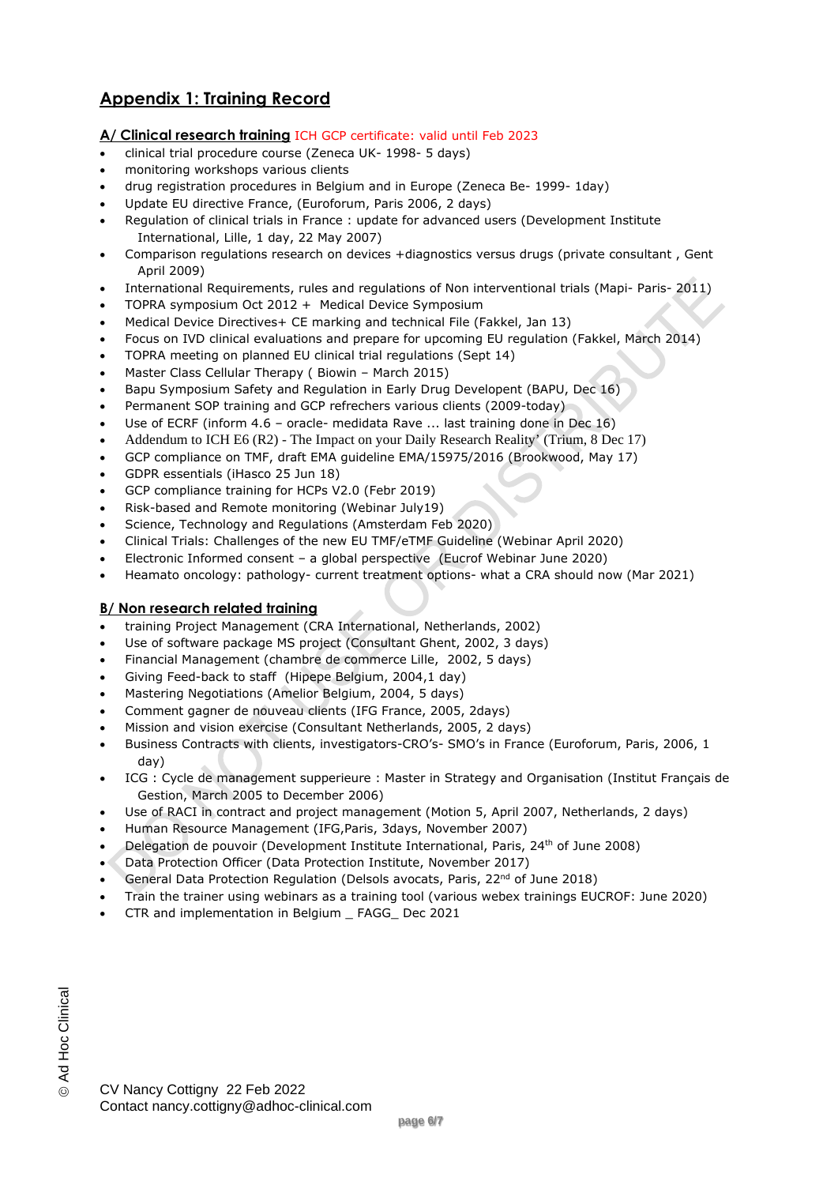## Appendix 1: Training Record

### A/ Clinical research training ICH GCP certificate: valid until Feb 2023

- clinical trial procedure course (Zeneca UK- 1998- 5 days)
- monitoring workshops various clients
- drug registration procedures in Belgium and in Europe (Zeneca Be- 1999- 1day)
- Update EU directive France, (Euroforum, Paris 2006, 2 days)
- Regulation of clinical trials in France : update for advanced users (Development Institute International, Lille, 1 day, 22 May 2007)
- Comparison regulations research on devices +diagnostics versus drugs (private consultant , Gent April 2009)
- International Requirements, rules and regulations of Non interventional trials (Mapi- Paris- 2011)
- TOPRA symposium Oct 2012 + Medical Device Symposium
- Medical Device Directives+ CE marking and technical File (Fakkel, Jan 13)
- Focus on IVD clinical evaluations and prepare for upcoming EU regulation (Fakkel, March 2014)
- TOPRA meeting on planned EU clinical trial regulations (Sept 14)
- Master Class Cellular Therapy ( Biowin – March 2015)
- Bapu Symposium Safety and Regulation in Early Drug Developent (BAPU, Dec 16)
- Permanent SOP training and GCP refrechers various clients (2009-today)
- Use of ECRF (inform 4.6 – oracle- medidata Rave ... last training done in Dec 16)
- Addendum to ICH E6 (R2) - The Impact on your Daily Research Reality' (Trium, 8 Dec 17)
- GCP compliance on TMF, draft EMA guideline EMA/15975/2016 (Brookwood, May 17)
- GDPR essentials (iHasco 25 Jun 18)
- GCP compliance training for HCPs V2.0 (Febr 2019)
- Risk-based and Remote monitoring (Webinar July19)
- Science, Technology and Regulations (Amsterdam Feb 2020)
- Clinical Trials: Challenges of the new EU TMF/eTMF Guideline (Webinar April 2020)
- Electronic Informed consent – a global perspective (Eucrof Webinar June 2020)
- Heamato oncology: pathology- current treatment options- what a CRA should now (Mar 2021)

### B/ Non research related training

- training Project Management (CRA International, Netherlands, 2002)
- Use of software package MS project (Consultant Ghent, 2002, 3 days)
- Financial Management (chambre de commerce Lille, 2002, 5 days)
- Giving Feed-back to staff (Hipepe Belgium, 2004,1 day)
- Mastering Negotiations (Amelior Belgium, 2004, 5 days)
- Comment gagner de nouveau clients (IFG France, 2005, 2days)
- Mission and vision exercise (Consultant Netherlands, 2005, 2 days)
- Business Contracts with clients, investigators-CRO's- SMO's in France (Euroforum, Paris, 2006, 1 day)
- ICG : Cycle de management supperieure : Master in Strategy and Organisation (Institut Français de Gestion, March 2005 to December 2006)
- Use of RACI in contract and project management (Motion 5, April 2007, Netherlands, 2 days)
- Human Resource Management (IFG,Paris, 3days, November 2007)
- Delegation de pouvoir (Development Institute International, Paris, 24th of June 2008)
- Data Protection Officer (Data Protection Institute, November 2017)
- General Data Protection Regulation (Delsols avocats, Paris, 22nd of June 2018)
- Train the trainer using webinars as a training tool (various webex trainings EUCROF: June 2020)
- CTR and implementation in Belgium _ FAGG_ Dec 2021

CV Nancy Cottigny 22 Feb 2022
Contact nancy.cottigny@adhoc-clinical.com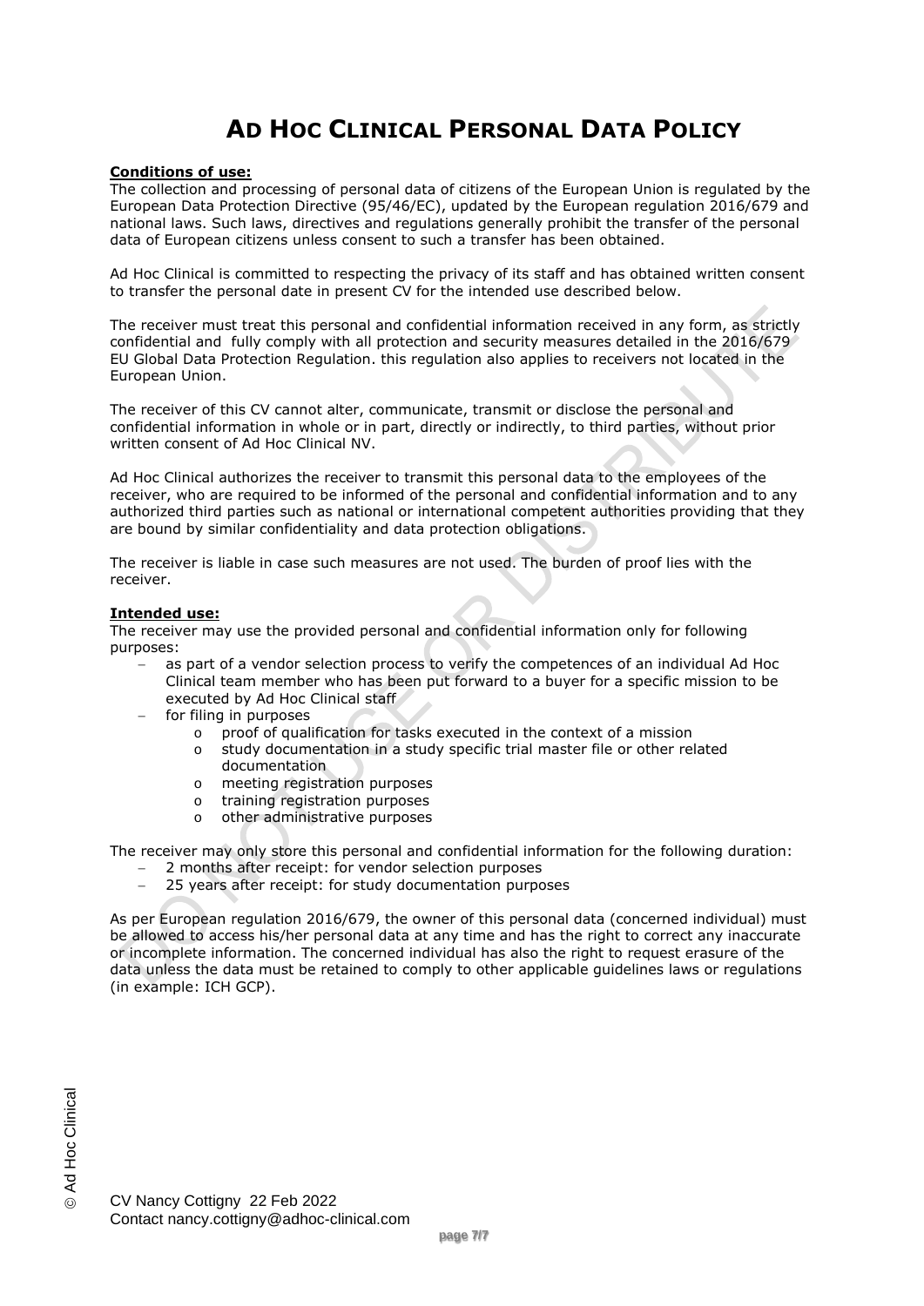# AD HOC CLINICAL PERSONAL DATA POLICY

**Conditions of use:**

The collection and processing of personal data of citizens of the European Union is regulated by the European Data Protection Directive (95/46/EC), updated by the European regulation 2016/679 and national laws. Such laws, directives and regulations generally prohibit the transfer of the personal data of European citizens unless consent to such a transfer has been obtained.

Ad Hoc Clinical is committed to respecting the privacy of its staff and has obtained written consent to transfer the personal date in present CV for the intended use described below.

The receiver must treat this personal and confidential information received in any form, as strictly confidential and fully comply with all protection and security measures detailed in the 2016/679 EU Global Data Protection Regulation. this regulation also applies to receivers not located in the European Union.

The receiver of this CV cannot alter, communicate, transmit or disclose the personal and confidential information in whole or in part, directly or indirectly, to third parties, without prior written consent of Ad Hoc Clinical NV.

Ad Hoc Clinical authorizes the receiver to transmit this personal data to the employees of the receiver, who are required to be informed of the personal and confidential information and to any authorized third parties such as national or international competent authorities providing that they are bound by similar confidentiality and data protection obligations.

The receiver is liable in case such measures are not used. The burden of proof lies with the receiver.

**Intended use:**

The receiver may use the provided personal and confidential information only for following purposes:

- as part of a vendor selection process to verify the competences of an individual Ad Hoc Clinical team member who has been put forward to a buyer for a specific mission to be executed by Ad Hoc Clinical staff
- for filing in purposes
  - proof of qualification for tasks executed in the context of a mission
  - study documentation in a study specific trial master file or other related documentation
  - meeting registration purposes
  - training registration purposes
  - other administrative purposes

The receiver may only store this personal and confidential information for the following duration:

- 2 months after receipt: for vendor selection purposes
- 25 years after receipt: for study documentation purposes

As per European regulation 2016/679, the owner of this personal data (concerned individual) must be allowed to access his/her personal data at any time and has the right to correct any inaccurate or incomplete information. The concerned individual has also the right to request erasure of the data unless the data must be retained to comply to other applicable guidelines laws or regulations (in example: ICH GCP).